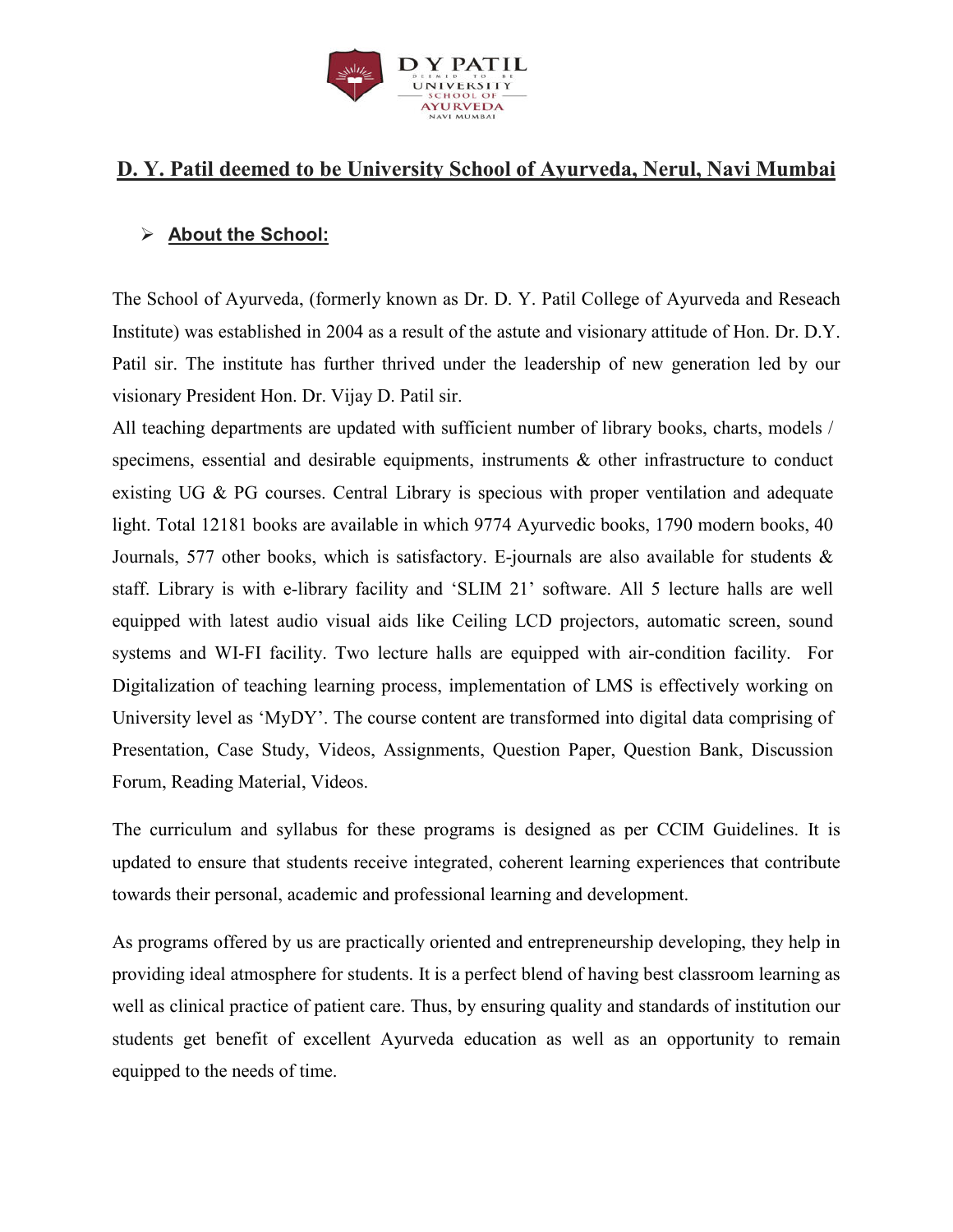# D. Y. Patil deemed to be University School of Ayurveda, Nerul, Navi Mumbai

## ➢ About the School:

The School of Ayurveda, (formerly known as Dr. D. Y. Patil College of Ayurveda and Reseach Institute) was established in 2004 as a result of the astute and visionary attitude of Hon. Dr. D.Y. Patil sir. The institute has further thrived under the leadership of new generation led by our visionary President Hon. Dr. Vijay D. Patil sir.

All teaching departments are updated with sufficient number of library books, charts, models / specimens, essential and desirable equipments, instruments & other infrastructure to conduct existing UG & PG courses. Central Library is specious with proper ventilation and adequate light. Total 12181 books are available in which 9774 Ayurvedic books, 1790 modern books, 40 Journals, 577 other books, which is satisfactory. E-journals are also available for students & staff. Library is with e-library facility and 'SLIM 21' software. All 5 lecture halls are well equipped with latest audio visual aids like Ceiling LCD projectors, automatic screen, sound systems and WI-FI facility. Two lecture halls are equipped with air-condition facility. For Digitalization of teaching learning process, implementation of LMS is effectively working on University level as 'MyDY'. The course content are transformed into digital data comprising of Presentation, Case Study, Videos, Assignments, Question Paper, Question Bank, Discussion Forum, Reading Material, Videos.

The curriculum and syllabus for these programs is designed as per CCIM Guidelines. It is updated to ensure that students receive integrated, coherent learning experiences that contribute towards their personal, academic and professional learning and development.

As programs offered by us are practically oriented and entrepreneurship developing, they help in providing ideal atmosphere for students. It is a perfect blend of having best classroom learning as well as clinical practice of patient care. Thus, by ensuring quality and standards of institution our students get benefit of excellent Ayurveda education as well as an opportunity to remain equipped to the needs of time.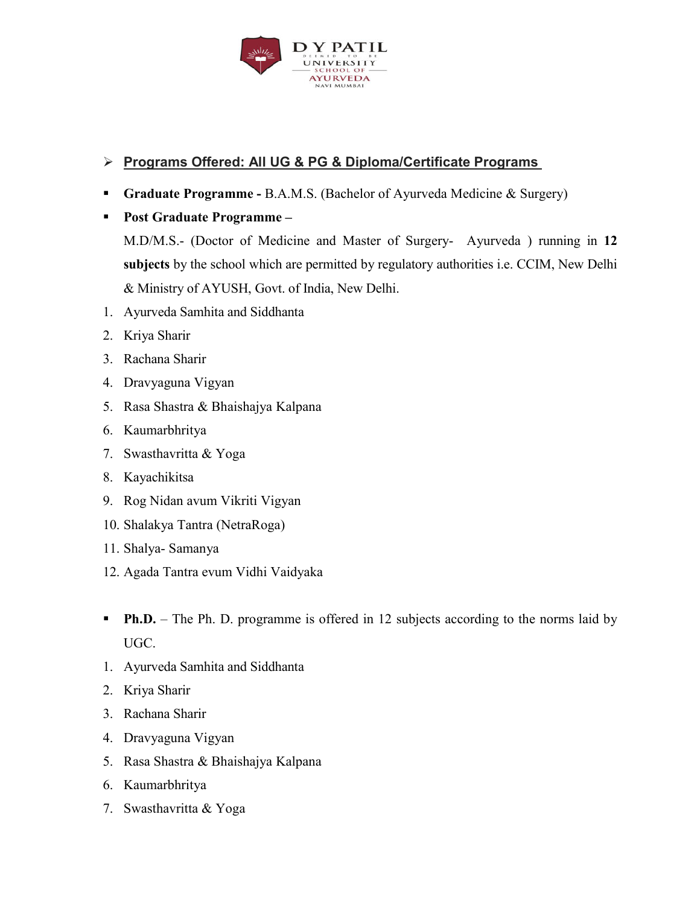## Programs Offered: All UG & PG & Diploma/Certificate Programs

- **Graduate Programme -** B.A.M.S. (Bachelor of Ayurveda Medicine & Surgery)
- **Post Graduate Programme –**

  M.D/M.S.- (Doctor of Medicine and Master of Surgery- Ayurveda ) running in **12 subjects** by the school which are permitted by regulatory authorities i.e. CCIM, New Delhi & Ministry of AYUSH, Govt. of India, New Delhi.

1. Ayurveda Samhita and Siddhanta
2. Kriya Sharir
3. Rachana Sharir
4. Dravyaguna Vigyan
5. Rasa Shastra & Bhaishajya Kalpana
6. Kaumarbhritya
7. Swasthavritta & Yoga
8. Kayachikitsa
9. Rog Nidan avum Vikriti Vigyan
10. Shalakya Tantra (NetraRoga)
11. Shalya- Samanya
12. Agada Tantra evum Vidhi Vaidyaka

- **Ph.D.** – The Ph. D. programme is offered in 12 subjects according to the norms laid by UGC.

1. Ayurveda Samhita and Siddhanta
2. Kriya Sharir
3. Rachana Sharir
4. Dravyaguna Vigyan
5. Rasa Shastra & Bhaishajya Kalpana
6. Kaumarbhritya
7. Swasthavritta & Yoga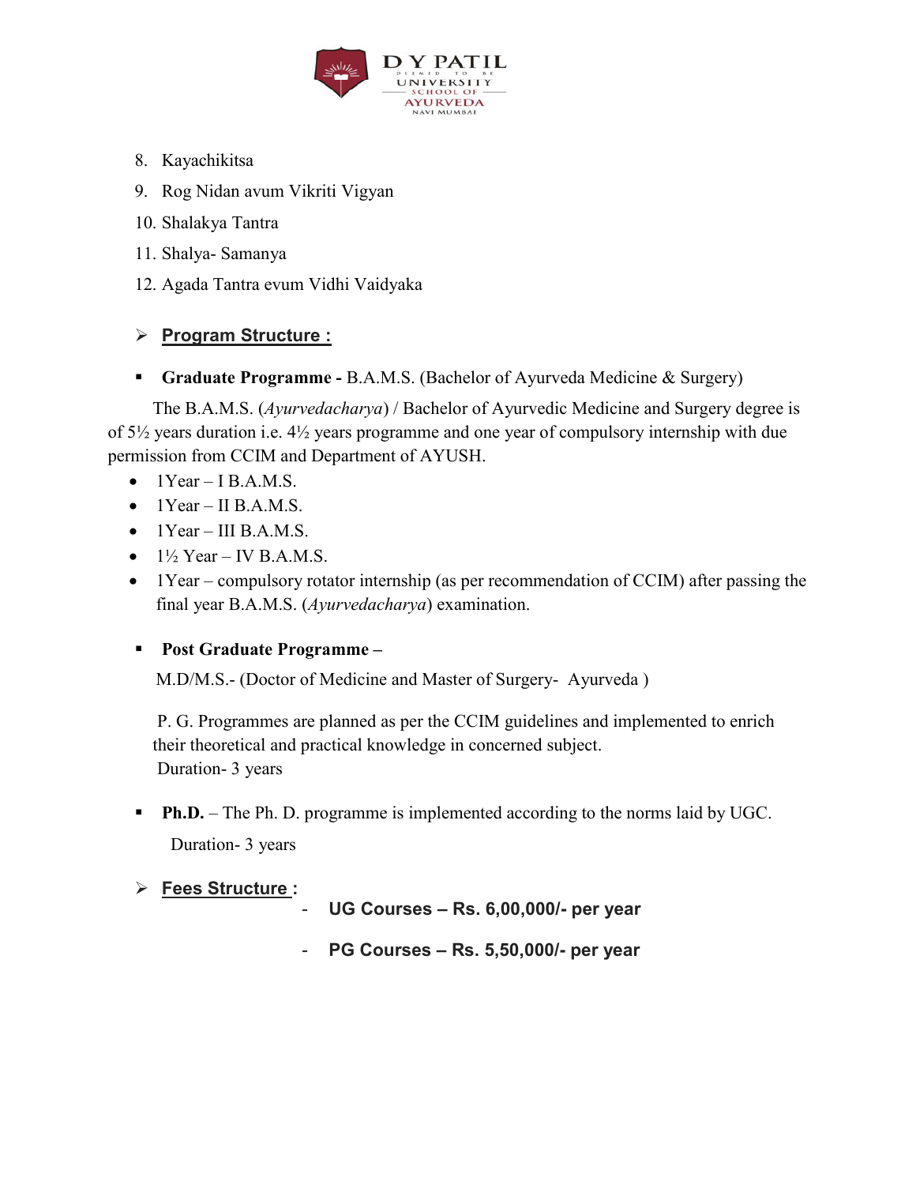8. Kayachikitsa
9. Rog Nidan avum Vikriti Vigyan
10. Shalakya Tantra
11. Shalya- Samanya
12. Agada Tantra evum Vidhi Vaidyaka

## Program Structure :

- **Graduate Programme -** B.A.M.S. (Bachelor of Ayurveda Medicine & Surgery)

The B.A.M.S. (*Ayurvedacharya*) / Bachelor of Ayurvedic Medicine and Surgery degree is of 5½ years duration i.e. 4½ years programme and one year of compulsory internship with due permission from CCIM and Department of AYUSH.

- 1Year – I B.A.M.S.
- 1Year – II B.A.M.S.
- 1Year – III B.A.M.S.
- 1½ Year – IV B.A.M.S.
- 1Year – compulsory rotator internship (as per recommendation of CCIM) after passing the final year B.A.M.S. (*Ayurvedacharya*) examination.

- **Post Graduate Programme –**

M.D/M.S.- (Doctor of Medicine and Master of Surgery- Ayurveda )

P. G. Programmes are planned as per the CCIM guidelines and implemented to enrich their theoretical and practical knowledge in concerned subject.
Duration- 3 years

- **Ph.D.** – The Ph. D. programme is implemented according to the norms laid by UGC.

Duration- 3 years

## Fees Structure :

- **UG Courses – Rs. 6,00,000/- per year**
- **PG Courses – Rs. 5,50,000/- per year**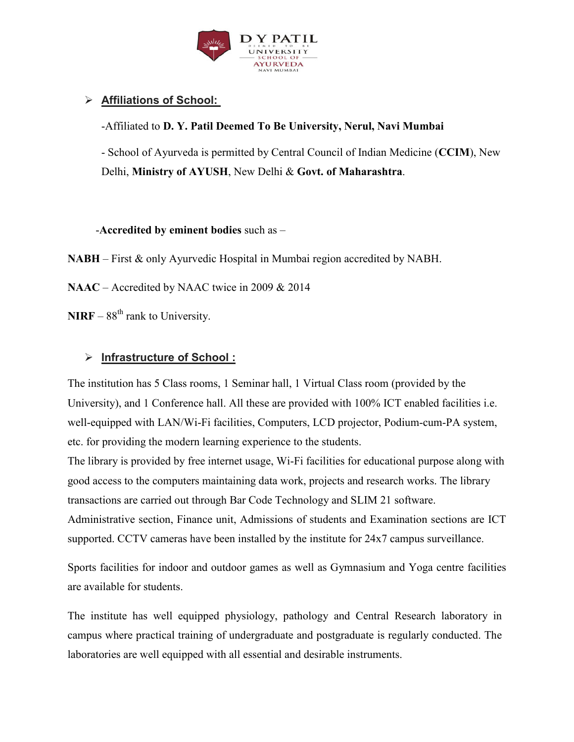- **Affiliations of School:**

  -Affiliated to **D. Y. Patil Deemed To Be University, Nerul, Navi Mumbai**

  - School of Ayurveda is permitted by Central Council of Indian Medicine (**CCIM**), New Delhi, **Ministry of AYUSH**, New Delhi & **Govt. of Maharashtra**.

-**Accredited by eminent bodies** such as –

**NABH** – First & only Ayurvedic Hospital in Mumbai region accredited by NABH.

**NAAC** – Accredited by NAAC twice in 2009 & 2014

**NIRF** – 88th rank to University.

- **Infrastructure of School :**

The institution has 5 Class rooms, 1 Seminar hall, 1 Virtual Class room (provided by the University), and 1 Conference hall. All these are provided with 100% ICT enabled facilities i.e. well-equipped with LAN/Wi-Fi facilities, Computers, LCD projector, Podium-cum-PA system, etc. for providing the modern learning experience to the students.
The library is provided by free internet usage, Wi-Fi facilities for educational purpose along with good access to the computers maintaining data work, projects and research works. The library transactions are carried out through Bar Code Technology and SLIM 21 software.
Administrative section, Finance unit, Admissions of students and Examination sections are ICT supported. CCTV cameras have been installed by the institute for 24x7 campus surveillance.

Sports facilities for indoor and outdoor games as well as Gymnasium and Yoga centre facilities are available for students.

The institute has well equipped physiology, pathology and Central Research laboratory in campus where practical training of undergraduate and postgraduate is regularly conducted. The laboratories are well equipped with all essential and desirable instruments.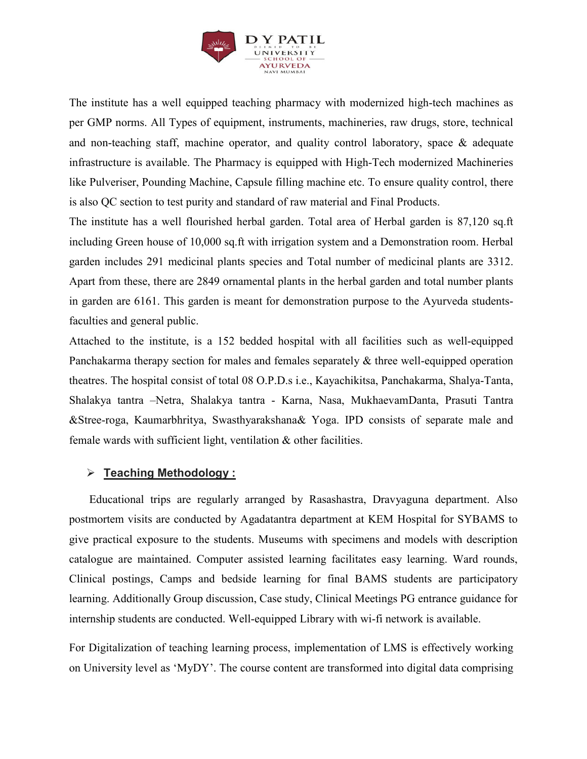The institute has a well equipped teaching pharmacy with modernized high-tech machines as per GMP norms. All Types of equipment, instruments, machineries, raw drugs, store, technical and non-teaching staff, machine operator, and quality control laboratory, space & adequate infrastructure is available. The Pharmacy is equipped with High-Tech modernized Machineries like Pulveriser, Pounding Machine, Capsule filling machine etc. To ensure quality control, there is also QC section to test purity and standard of raw material and Final Products.

The institute has a well flourished herbal garden. Total area of Herbal garden is 87,120 sq.ft including Green house of 10,000 sq.ft with irrigation system and a Demonstration room. Herbal garden includes 291 medicinal plants species and Total number of medicinal plants are 3312. Apart from these, there are 2849 ornamental plants in the herbal garden and total number plants in garden are 6161. This garden is meant for demonstration purpose to the Ayurveda students-faculties and general public.

Attached to the institute, is a 152 bedded hospital with all facilities such as well-equipped Panchakarma therapy section for males and females separately & three well-equipped operation theatres. The hospital consist of total 08 O.P.D.s i.e., Kayachikitsa, Panchakarma, Shalya-Tanta, Shalakya tantra –Netra, Shalakya tantra - Karna, Nasa, MukhaevamDanta, Prasuti Tantra &Stree-roga, Kaumarbhritya, Swasthyarakshana& Yoga. IPD consists of separate male and female wards with sufficient light, ventilation & other facilities.

- **Teaching Methodology :**

Educational trips are regularly arranged by Rasashastra, Dravyaguna department. Also postmortem visits are conducted by Agadatantra department at KEM Hospital for SYBAMS to give practical exposure to the students. Museums with specimens and models with description catalogue are maintained. Computer assisted learning facilitates easy learning. Ward rounds, Clinical postings, Camps and bedside learning for final BAMS students are participatory learning. Additionally Group discussion, Case study, Clinical Meetings PG entrance guidance for internship students are conducted. Well-equipped Library with wi-fi network is available.

For Digitalization of teaching learning process, implementation of LMS is effectively working on University level as 'MyDY'. The course content are transformed into digital data comprising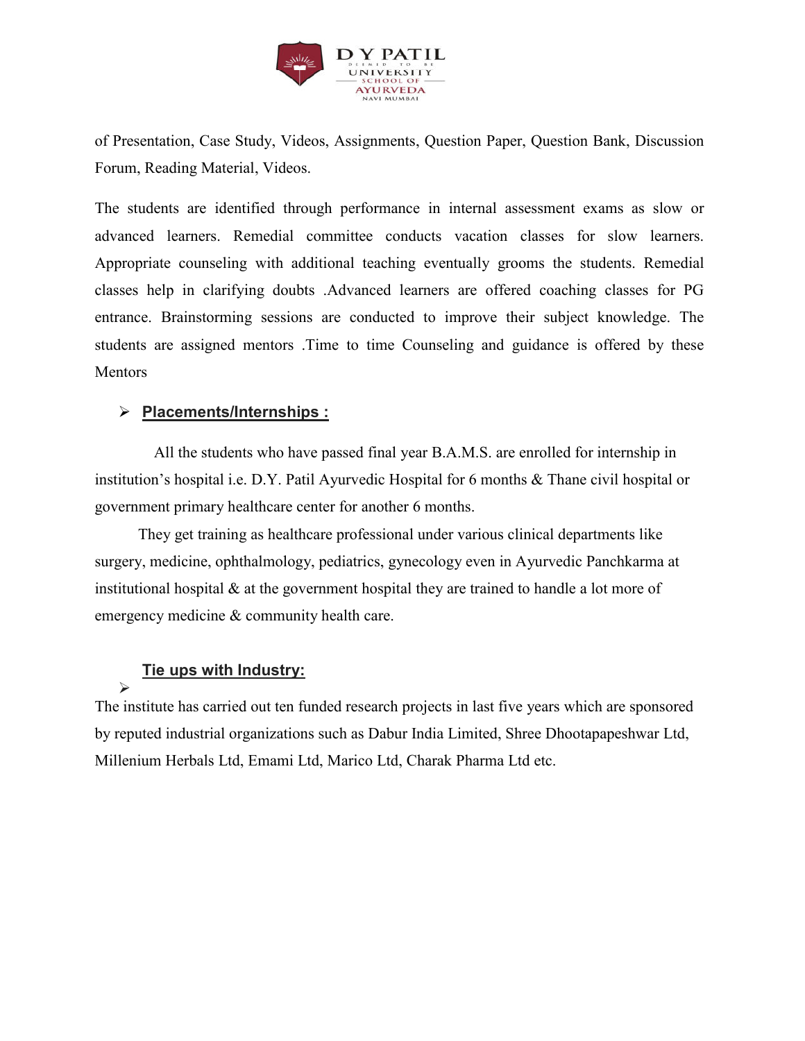of Presentation, Case Study, Videos, Assignments, Question Paper, Question Bank, Discussion Forum, Reading Material, Videos.

The students are identified through performance in internal assessment exams as slow or advanced learners. Remedial committee conducts vacation classes for slow learners. Appropriate counseling with additional teaching eventually grooms the students. Remedial classes help in clarifying doubts .Advanced learners are offered coaching classes for PG entrance. Brainstorming sessions are conducted to improve their subject knowledge. The students are assigned mentors .Time to time Counseling and guidance is offered by these Mentors

- **Placements/Internships :**

All the students who have passed final year B.A.M.S. are enrolled for internship in institution's hospital i.e. D.Y. Patil Ayurvedic Hospital for 6 months & Thane civil hospital or government primary healthcare center for another 6 months.

They get training as healthcare professional under various clinical departments like surgery, medicine, ophthalmology, pediatrics, gynecology even in Ayurvedic Panchkarma at institutional hospital & at the government hospital they are trained to handle a lot more of emergency medicine & community health care.

- **Tie ups with Industry:**

The institute has carried out ten funded research projects in last five years which are sponsored by reputed industrial organizations such as Dabur India Limited, Shree Dhootapapeshwar Ltd, Millenium Herbals Ltd, Emami Ltd, Marico Ltd, Charak Pharma Ltd etc.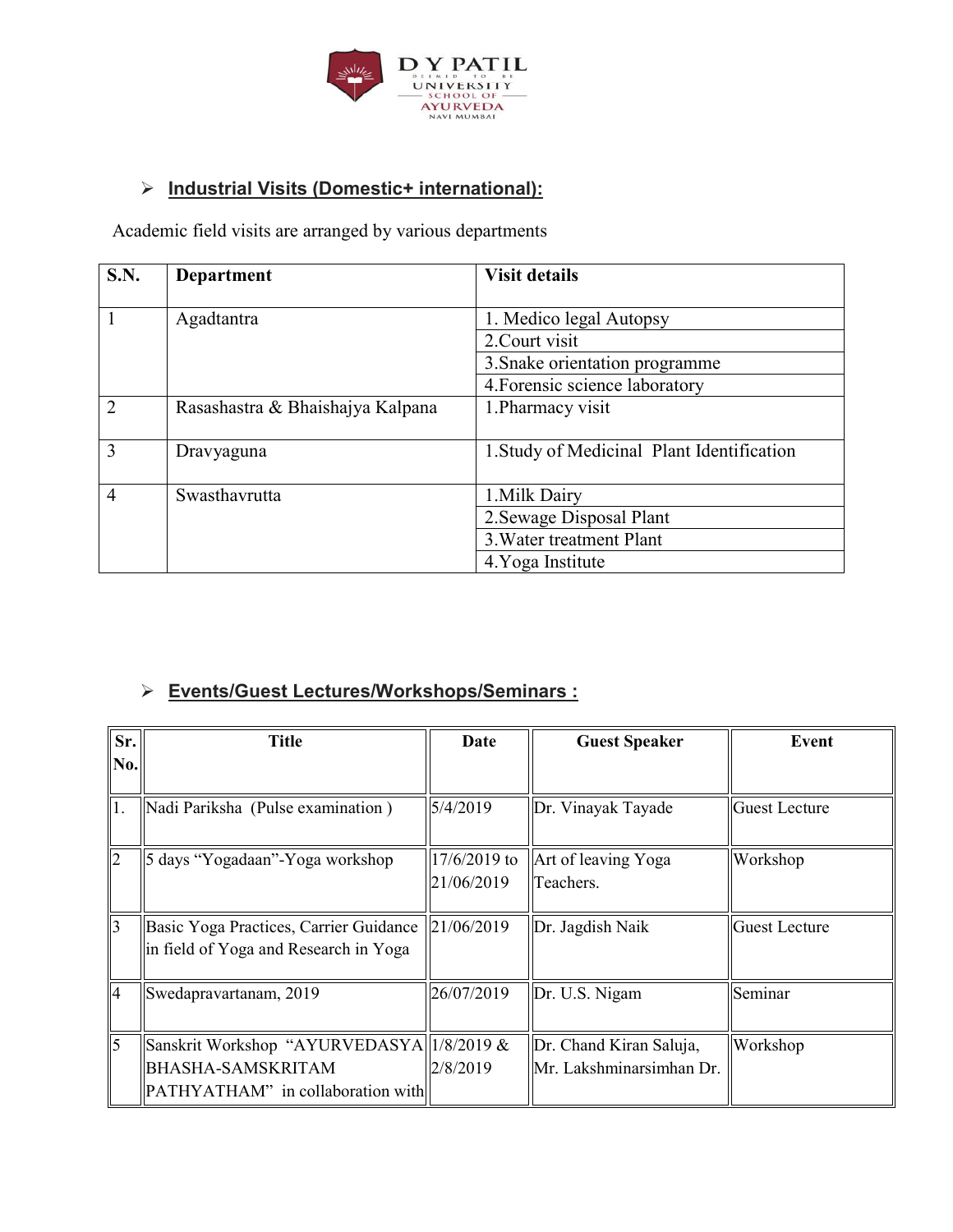## Industrial Visits (Domestic+ international):

Academic field visits are arranged by various departments

| S.N. | Department | Visit details |
|---|---|---|
| 1 | Agadtantra | 1. Medico legal Autopsy |
| | | 2.Court visit |
| | | 3.Snake orientation programme |
| | | 4.Forensic science laboratory |
| 2 | Rasashastra & Bhaishajya Kalpana | 1.Pharmacy visit |
| 3 | Dravyaguna | 1.Study of Medicinal Plant Identification |
| 4 | Swasthavrutta | 1.Milk Dairy |
| | | 2.Sewage Disposal Plant |
| | | 3.Water treatment Plant |
| | | 4.Yoga Institute |

## Events/Guest Lectures/Workshops/Seminars :

| Sr. No. | Title | Date | Guest Speaker | Event |
|---|---|---|---|---|
| 1. | Nadi Pariksha (Pulse examination ) | 5/4/2019 | Dr. Vinayak Tayade | Guest Lecture |
| 2 | 5 days "Yogadaan"-Yoga workshop | 17/6/2019 to 21/06/2019 | Art of leaving Yoga Teachers. | Workshop |
| 3 | Basic Yoga Practices, Carrier Guidance in field of Yoga and Research in Yoga | 21/06/2019 | Dr. Jagdish Naik | Guest Lecture |
| 4 | Swedapravartanam, 2019 | 26/07/2019 | Dr. U.S. Nigam | Seminar |
| 5 | Sanskrit Workshop "AYURVEDASYA BHASHA-SAMSKRITAM PATHYATHAM" in collaboration with | 1/8/2019 & 2/8/2019 | Dr. Chand Kiran Saluja, Mr. Lakshminarsimhan Dr. | Workshop |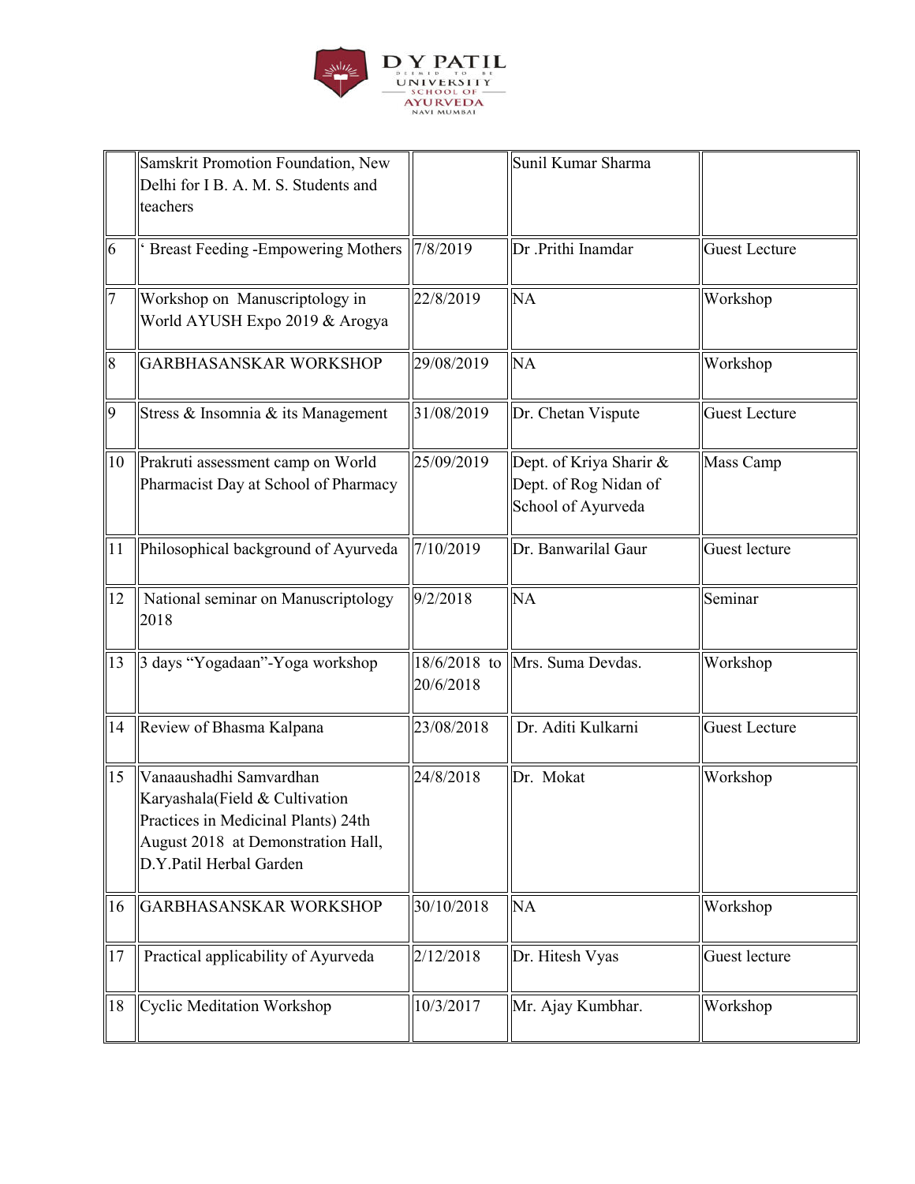|  | Samskrit Promotion Foundation, New Delhi for I B. A. M. S. Students and teachers |  | Sunil Kumar Sharma |  |
|---|---|---|---|---|
| 6 | ‘ Breast Feeding -Empowering Mothers | 7/8/2019 | Dr .Prithi Inamdar | Guest Lecture |
| 7 | Workshop on Manuscriptology in World AYUSH Expo 2019 & Arogya | 22/8/2019 | NA | Workshop |
| 8 | GARBHASANSKAR WORKSHOP | 29/08/2019 | NA | Workshop |
| 9 | Stress & Insomnia & its Management | 31/08/2019 | Dr. Chetan Vispute | Guest Lecture |
| 10 | Prakruti assessment camp on World Pharmacist Day at School of Pharmacy | 25/09/2019 | Dept. of Kriya Sharir & Dept. of Rog Nidan of School of Ayurveda | Mass Camp |
| 11 | Philosophical background of Ayurveda | 7/10/2019 | Dr. Banwarilal Gaur | Guest lecture |
| 12 | National seminar on Manuscriptology 2018 | 9/2/2018 | NA | Seminar |
| 13 | 3 days “Yogadaan”-Yoga workshop | 18/6/2018 to 20/6/2018 | Mrs. Suma Devdas. | Workshop |
| 14 | Review of Bhasma Kalpana | 23/08/2018 | Dr. Aditi Kulkarni | Guest Lecture |
| 15 | Vanaaushadhi Samvardhan Karyashala(Field & Cultivation Practices in Medicinal Plants) 24th August 2018 at Demonstration Hall, D.Y.Patil Herbal Garden | 24/8/2018 | Dr. Mokat | Workshop |
| 16 | GARBHASANSKAR WORKSHOP | 30/10/2018 | NA | Workshop |
| 17 | Practical applicability of Ayurveda | 2/12/2018 | Dr. Hitesh Vyas | Guest lecture |
| 18 | Cyclic Meditation Workshop | 10/3/2017 | Mr. Ajay Kumbhar. | Workshop |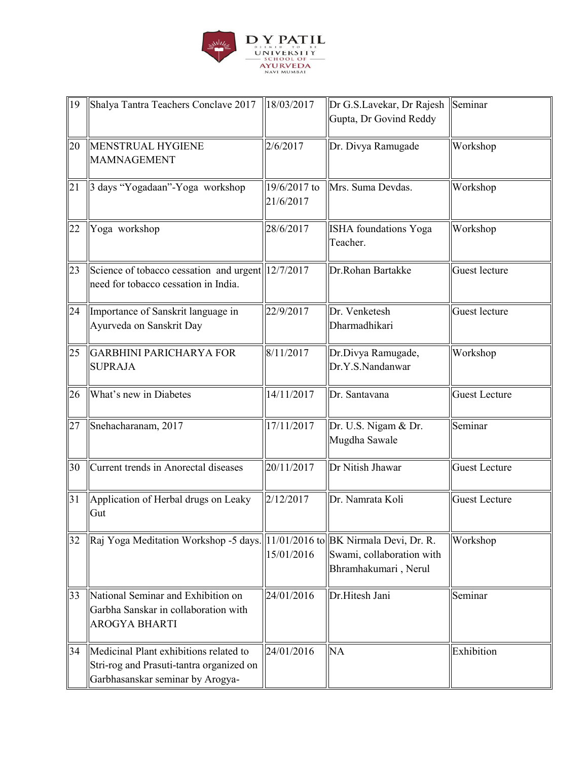| 19 | Shalya Tantra Teachers Conclave 2017 | 18/03/2017 | Dr G.S.Lavekar, Dr Rajesh Gupta, Dr Govind Reddy | Seminar |
|---|---|---|---|---|
| 20 | MENSTRUAL HYGIENE MAMNAGEMENT | 2/6/2017 | Dr. Divya Ramugade | Workshop |
| 21 | 3 days "Yogadaan"-Yoga workshop | 19/6/2017 to 21/6/2017 | Mrs. Suma Devdas. | Workshop |
| 22 | Yoga workshop | 28/6/2017 | ISHA foundations Yoga Teacher. | Workshop |
| 23 | Science of tobacco cessation and urgent need for tobacco cessation in India. | 12/7/2017 | Dr.Rohan Bartakke | Guest lecture |
| 24 | Importance of Sanskrit language in Ayurveda on Sanskrit Day | 22/9/2017 | Dr. Venketesh Dharmadhikari | Guest lecture |
| 25 | GARBHINI PARICHARYA FOR SUPRAJA | 8/11/2017 | Dr.Divya Ramugade, Dr.Y.S.Nandanwar | Workshop |
| 26 | What's new in Diabetes | 14/11/2017 | Dr. Santavana | Guest Lecture |
| 27 | Snehacharanam, 2017 | 17/11/2017 | Dr. U.S. Nigam & Dr. Mugdha Sawale | Seminar |
| 30 | Current trends in Anorectal diseases | 20/11/2017 | Dr Nitish Jhawar | Guest Lecture |
| 31 | Application of Herbal drugs on Leaky Gut | 2/12/2017 | Dr. Namrata Koli | Guest Lecture |
| 32 | Raj Yoga Meditation Workshop -5 days. | 11/01/2016 to 15/01/2016 | BK Nirmala Devi, Dr. R. Swami, collaboration with Bhramhakumari , Nerul | Workshop |
| 33 | National Seminar and Exhibition on Garbha Sanskar in collaboration with AROGYA BHARTI | 24/01/2016 | Dr.Hitesh Jani | Seminar |
| 34 | Medicinal Plant exhibitions related to Stri-rog and Prasuti-tantra organized on Garbhasanskar seminar by Arogya- | 24/01/2016 | NA | Exhibition |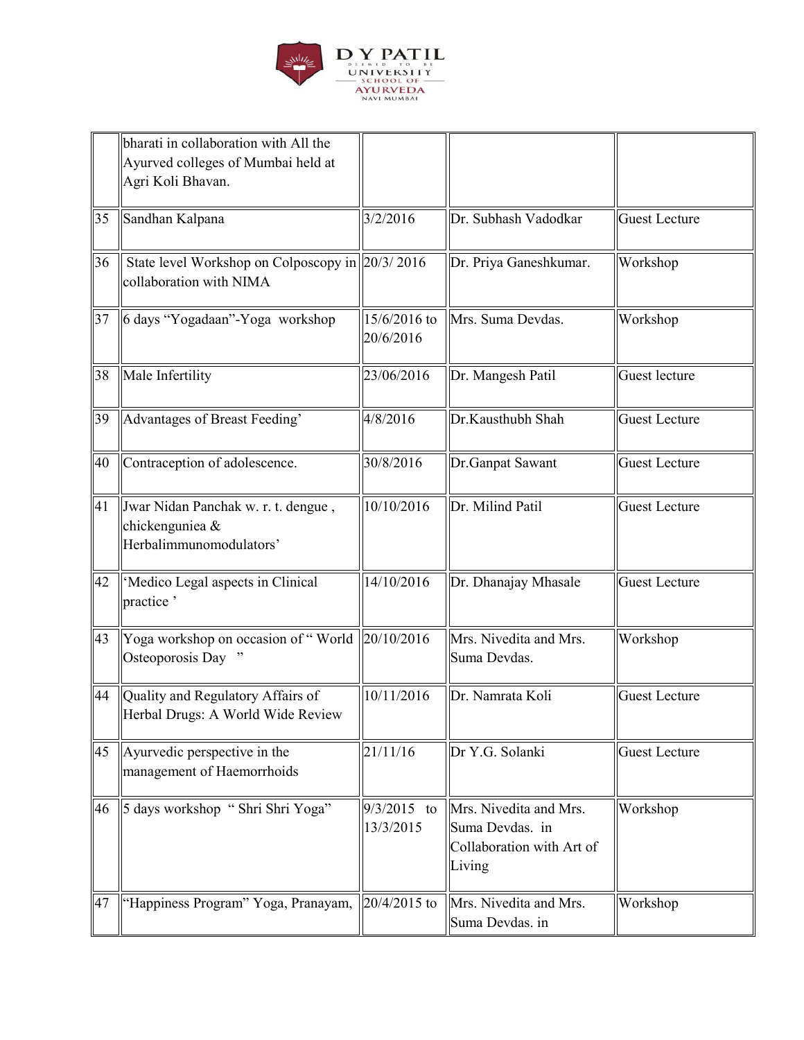| | | | | |
|---|---|---|---|---|
| | bharati in collaboration with All the Ayurved colleges of Mumbai held at Agri Koli Bhavan. | | | |
| 35 | Sandhan Kalpana | 3/2/2016 | Dr. Subhash Vadodkar | Guest Lecture |
| 36 | State level Workshop on Colposcopy in collaboration with NIMA | 20/3/ 2016 | Dr. Priya Ganeshkumar. | Workshop |
| 37 | 6 days "Yogadaan"-Yoga workshop | 15/6/2016 to 20/6/2016 | Mrs. Suma Devdas. | Workshop |
| 38 | Male Infertility | 23/06/2016 | Dr. Mangesh Patil | Guest lecture |
| 39 | Advantages of Breast Feeding' | 4/8/2016 | Dr.Kausthubh Shah | Guest Lecture |
| 40 | Contraception of adolescence. | 30/8/2016 | Dr.Ganpat Sawant | Guest Lecture |
| 41 | Jwar Nidan Panchak w. r. t. dengue , chickenguniea & Herbalimmunomodulators' | 10/10/2016 | Dr. Milind Patil | Guest Lecture |
| 42 | 'Medico Legal aspects in Clinical practice ' | 14/10/2016 | Dr. Dhanajay Mhasale | Guest Lecture |
| 43 | Yoga workshop on occasion of " World Osteoporosis Day " | 20/10/2016 | Mrs. Nivedita and Mrs. Suma Devdas. | Workshop |
| 44 | Quality and Regulatory Affairs of Herbal Drugs: A World Wide Review | 10/11/2016 | Dr. Namrata Koli | Guest Lecture |
| 45 | Ayurvedic perspective in the management of Haemorrhoids | 21/11/16 | Dr Y.G. Solanki | Guest Lecture |
| 46 | 5 days workshop " Shri Shri Yoga" | 9/3/2015 to 13/3/2015 | Mrs. Nivedita and Mrs. Suma Devdas. in Collaboration with Art of Living | Workshop |
| 47 | "Happiness Program" Yoga, Pranayam, | 20/4/2015 to | Mrs. Nivedita and Mrs. Suma Devdas. in | Workshop |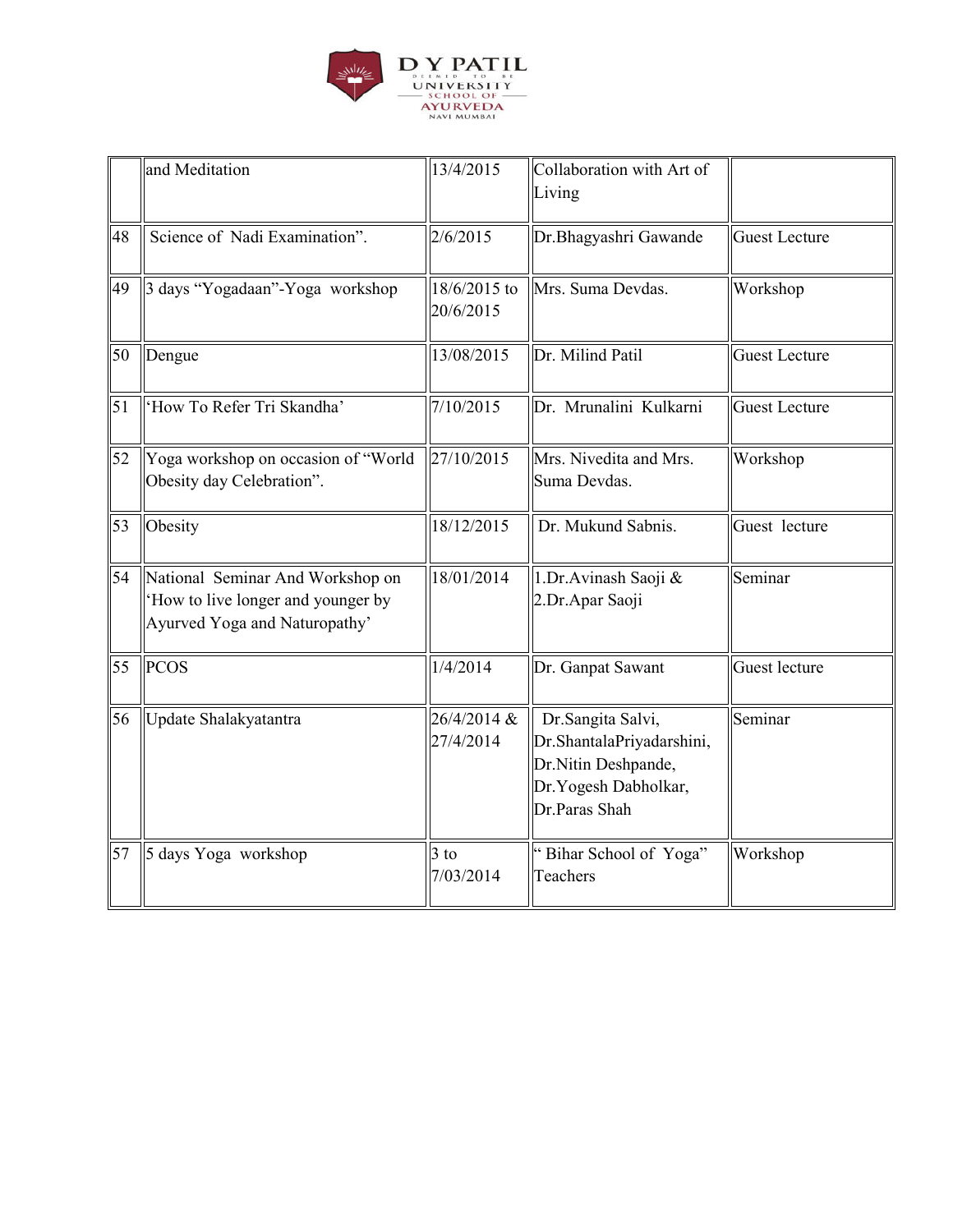|  | and Meditation | 13/4/2015 | Collaboration with Art of Living |  |
|---|---|---|---|---|
| 48 | Science of Nadi Examination". | 2/6/2015 | Dr.Bhagyashri Gawande | Guest Lecture |
| 49 | 3 days "Yogadaan"-Yoga workshop | 18/6/2015 to 20/6/2015 | Mrs. Suma Devdas. | Workshop |
| 50 | Dengue | 13/08/2015 | Dr. Milind Patil | Guest Lecture |
| 51 | 'How To Refer Tri Skandha' | 7/10/2015 | Dr. Mrunalini Kulkarni | Guest Lecture |
| 52 | Yoga workshop on occasion of "World Obesity day Celebration". | 27/10/2015 | Mrs. Nivedita and Mrs. Suma Devdas. | Workshop |
| 53 | Obesity | 18/12/2015 | Dr. Mukund Sabnis. | Guest lecture |
| 54 | National Seminar And Workshop on 'How to live longer and younger by Ayurved Yoga and Naturopathy' | 18/01/2014 | 1.Dr.Avinash Saoji & 2.Dr.Apar Saoji | Seminar |
| 55 | PCOS | 1/4/2014 | Dr. Ganpat Sawant | Guest lecture |
| 56 | Update Shalakyatantra | 26/4/2014 & 27/4/2014 | Dr.Sangita Salvi, Dr.ShantalaPriyadarshini, Dr.Nitin Deshpande, Dr.Yogesh Dabholkar, Dr.Paras Shah | Seminar |
| 57 | 5 days Yoga workshop | 3 to 7/03/2014 | " Bihar School of Yoga" Teachers | Workshop |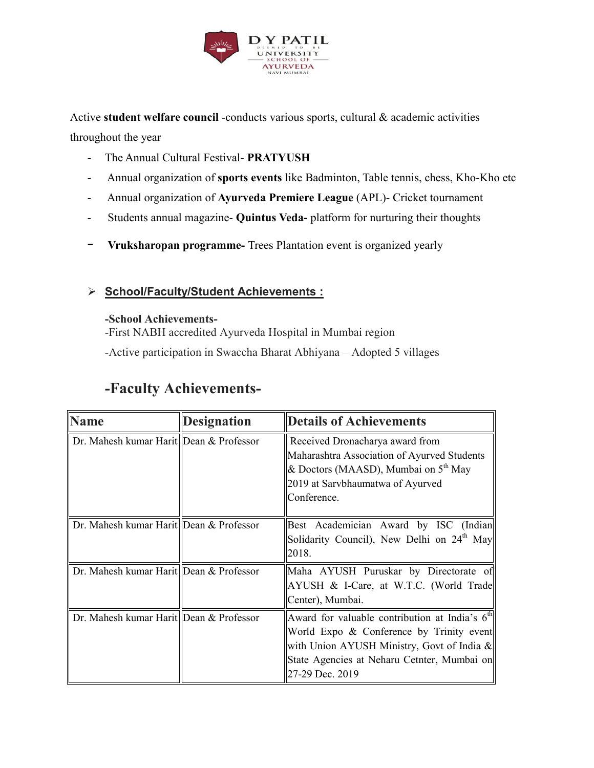Active **student welfare council** -conducts various sports, cultural & academic activities throughout the year

- The Annual Cultural Festival- **PRATYUSH**
- Annual organization of **sports events** like Badminton, Table tennis, chess, Kho-Kho etc
- Annual organization of **Ayurveda Premiere League** (APL)- Cricket tournament
- Students annual magazine- **Quintus Veda-** platform for nurturing their thoughts
- **Vruksharopan programme-** Trees Plantation event is organized yearly

➢ **School/Faculty/Student Achievements :**

**-School Achievements-**

-First NABH accredited Ayurveda Hospital in Mumbai region

-Active participation in Swaccha Bharat Abhiyana – Adopted 5 villages

## -Faculty Achievements-

| Name | Designation | Details of Achievements |
|---|---|---|
| Dr. Mahesh kumar Harit | Dean & Professor | Received Dronacharya award from Maharashtra Association of Ayurved Students & Doctors (MAASD), Mumbai on 5th May 2019 at Sarvbhaumatwa of Ayurved Conference. |
| Dr. Mahesh kumar Harit | Dean & Professor | Best Academician Award by ISC (Indian Solidarity Council), New Delhi on 24th May 2018. |
| Dr. Mahesh kumar Harit | Dean & Professor | Maha AYUSH Puruskar by Directorate of AYUSH & I-Care, at W.T.C. (World Trade Center), Mumbai. |
| Dr. Mahesh kumar Harit | Dean & Professor | Award for valuable contribution at India's 6th World Expo & Conference by Trinity event with Union AYUSH Ministry, Govt of India & State Agencies at Neharu Cetnter, Mumbai on 27-29 Dec. 2019 |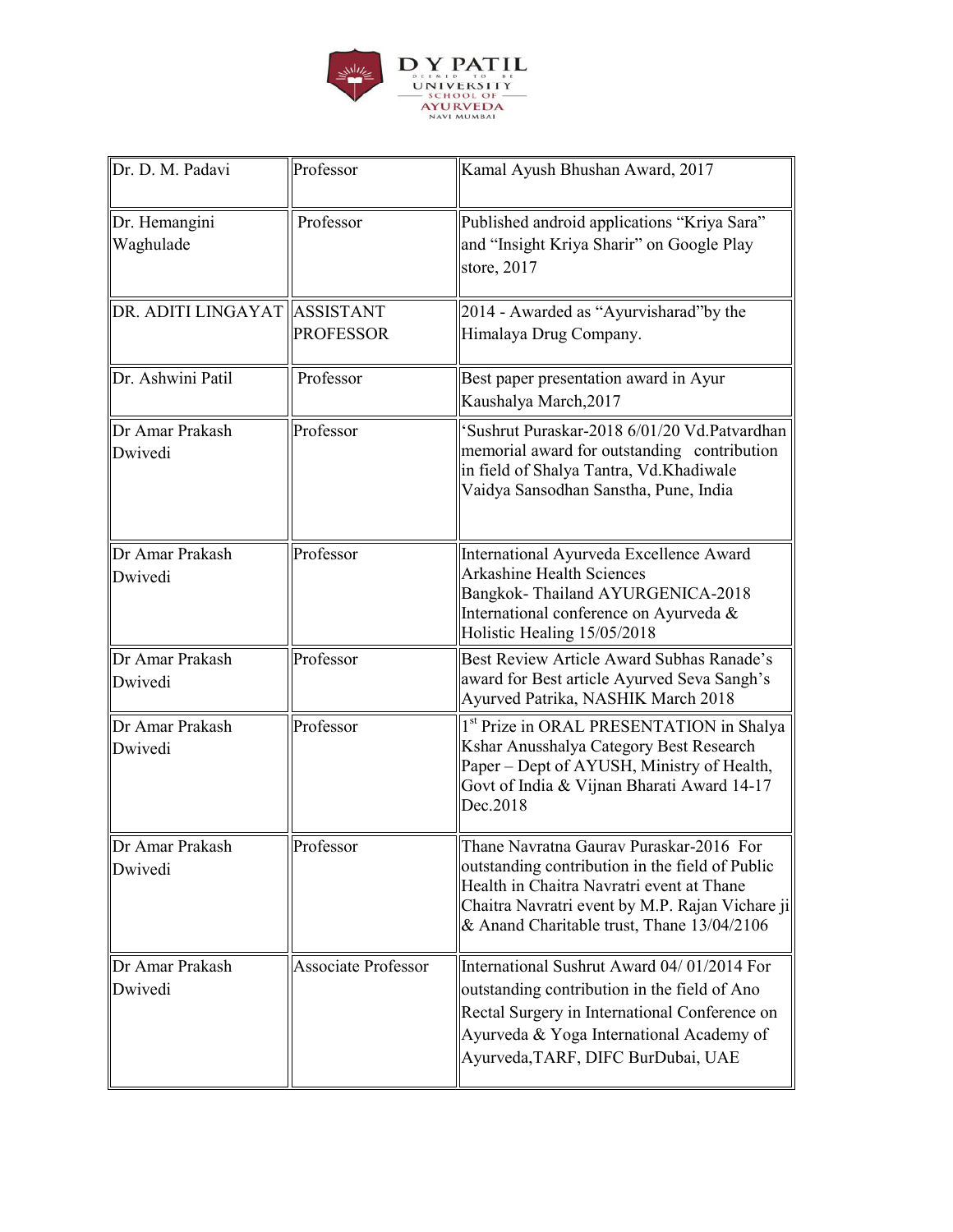| Dr. D. M. Padavi | Professor | Kamal Ayush Bhushan Award, 2017 |
|---|---|---|
| Dr. Hemangini Waghulade | Professor | Published android applications “Kriya Sara” and “Insight Kriya Sharir” on Google Play store, 2017 |
| DR. ADITI LINGAYAT | ASSISTANT PROFESSOR | 2014 - Awarded as “Ayurvisharad”by the Himalaya Drug Company. |
| Dr. Ashwini Patil | Professor | Best paper presentation award in Ayur Kaushalya March,2017 |
| Dr Amar Prakash Dwivedi | Professor | ‘Sushrut Puraskar-2018 6/01/20 Vd.Patvardhan memorial award for outstanding contribution in field of Shalya Tantra, Vd.Khadiwale Vaidya Sansodhan Sanstha, Pune, India |
| Dr Amar Prakash Dwivedi | Professor | International Ayurveda Excellence Award Arkashine Health Sciences Bangkok- Thailand AYURGENICA-2018 International conference on Ayurveda & Holistic Healing 15/05/2018 |
| Dr Amar Prakash Dwivedi | Professor | Best Review Article Award Subhas Ranade’s award for Best article Ayurved Seva Sangh’s Ayurved Patrika, NASHIK March 2018 |
| Dr Amar Prakash Dwivedi | Professor | 1st Prize in ORAL PRESENTATION in Shalya Kshar Anusshalya Category Best Research Paper – Dept of AYUSH, Ministry of Health, Govt of India & Vijnan Bharati Award 14-17 Dec.2018 |
| Dr Amar Prakash Dwivedi | Professor | Thane Navratna Gaurav Puraskar-2016 For outstanding contribution in the field of Public Health in Chaitra Navratri event at Thane Chaitra Navratri event by M.P. Rajan Vichare ji & Anand Charitable trust, Thane 13/04/2106 |
| Dr Amar Prakash Dwivedi | Associate Professor | International Sushrut Award 04/ 01/2014 For outstanding contribution in the field of Ano Rectal Surgery in International Conference on Ayurveda & Yoga International Academy of Ayurveda,TARF, DIFC BurDubai, UAE |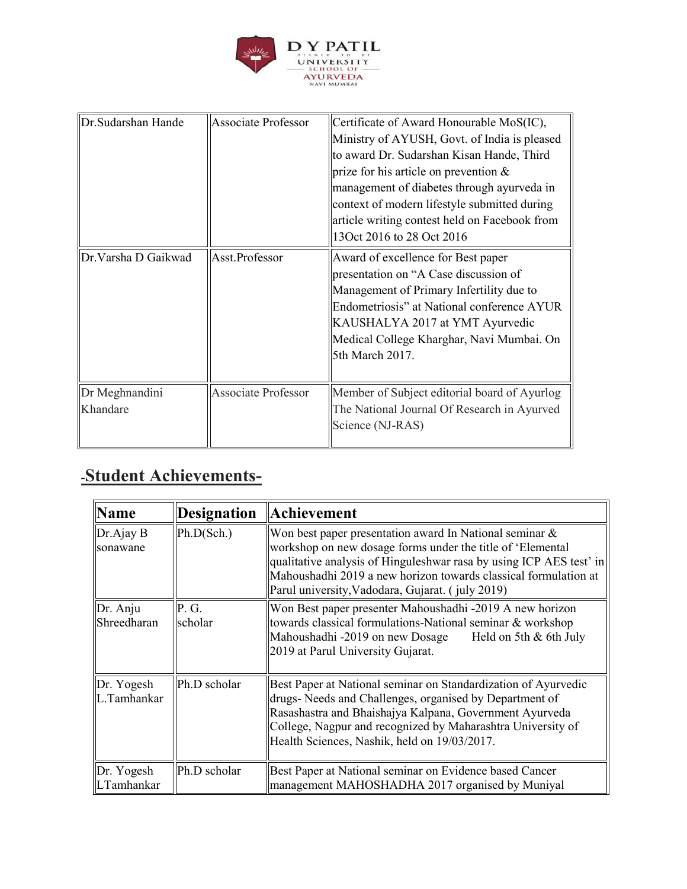| Dr.Sudarshan Hande | Associate Professor | Certificate of Award Honourable MoS(IC), Ministry of AYUSH, Govt. of India is pleased to award Dr. Sudarshan Kisan Hande, Third prize for his article on prevention & management of diabetes through ayurveda in context of modern lifestyle submitted during article writing contest held on Facebook from 13Oct 2016 to 28 Oct 2016 |
|---|---|---|
| Dr.Varsha D Gaikwad | Asst.Professor | Award of excellence for Best paper presentation on “A Case discussion of Management of Primary Infertility due to Endometriosis” at National conference AYUR KAUSHALYA 2017 at YMT Ayurvedic Medical College Kharghar, Navi Mumbai. On 5th March 2017. |
| Dr Meghnandini Khandare | Associate Professor | Member of Subject editorial board of Ayurlog The National Journal Of Research in Ayurved Science (NJ-RAS) |

## -Student Achievements-

| Name | Designation | Achievement |
|---|---|---|
| Dr.Ajay B sonawane | Ph.D(Sch.) | Won best paper presentation award In National seminar & workshop on new dosage forms under the title of ‘Elemental qualitative analysis of Hinguleshwar rasa by using ICP AES test’ in Mahoushadhi 2019 a new horizon towards classical formulation at Parul university,Vadodara, Gujarat. ( july 2019) |
| Dr. Anju Shreedharan | P. G. scholar | Won Best paper presenter Mahoushadhi -2019 A new horizon towards classical formulations-National seminar & workshop Mahoushadhi -2019 on new Dosage Held on 5th & 6th July 2019 at Parul University Gujarat. |
| Dr. Yogesh L.Tamhankar | Ph.D scholar | Best Paper at National seminar on Standardization of Ayurvedic drugs- Needs and Challenges, organised by Department of Rasashastra and Bhaishajya Kalpana, Government Ayurveda College, Nagpur and recognized by Maharashtra University of Health Sciences, Nashik, held on 19/03/2017. |
| Dr. Yogesh LTamhankar | Ph.D scholar | Best Paper at National seminar on Evidence based Cancer management MAHOSHADHA 2017 organised by Muniyal |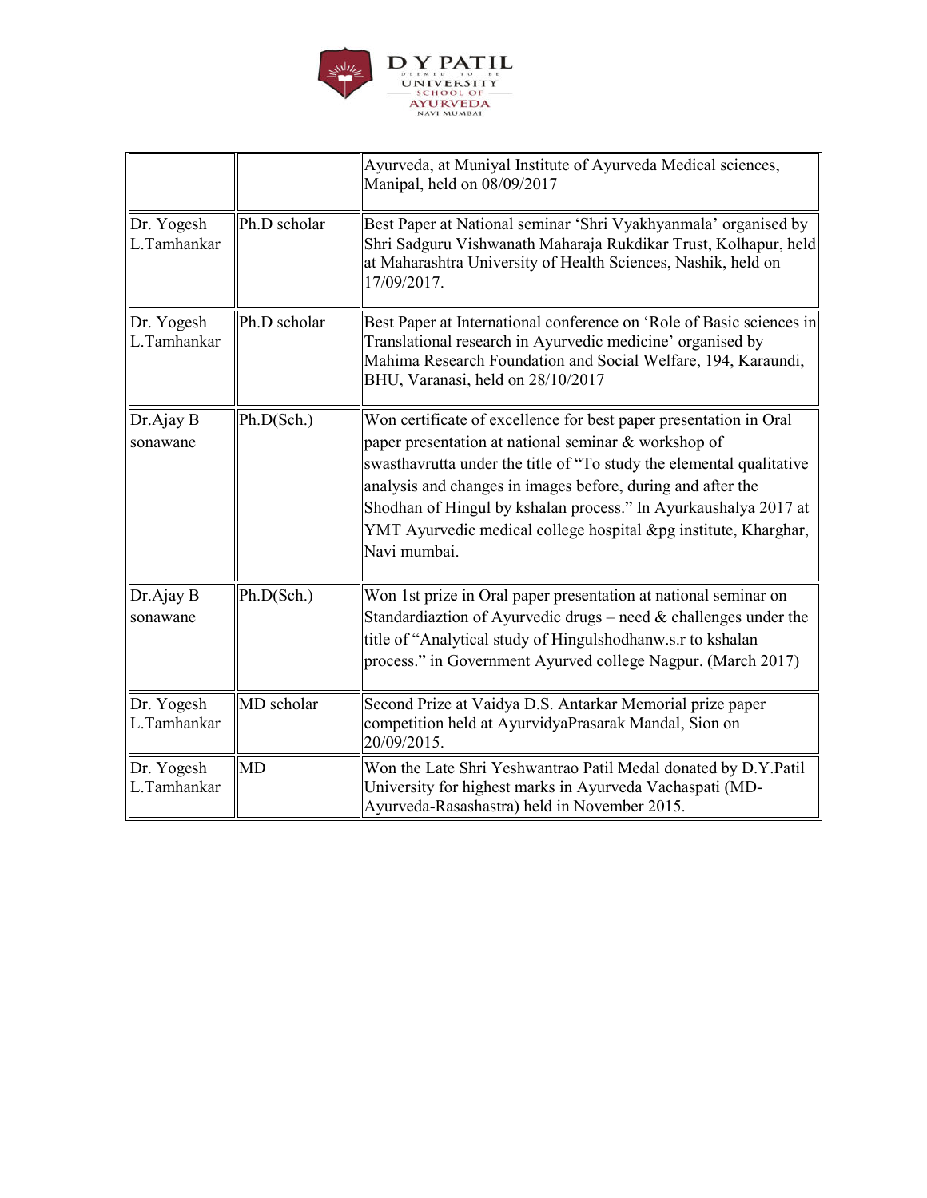| | | |
|---|---|---|
| | | Ayurveda, at Muniyal Institute of Ayurveda Medical sciences, Manipal, held on 08/09/2017 |
| Dr. Yogesh L.Tamhankar | Ph.D scholar | Best Paper at National seminar 'Shri Vyakhyanmala' organised by Shri Sadguru Vishwanath Maharaja Rukdikar Trust, Kolhapur, held at Maharashtra University of Health Sciences, Nashik, held on 17/09/2017. |
| Dr. Yogesh L.Tamhankar | Ph.D scholar | Best Paper at International conference on 'Role of Basic sciences in Translational research in Ayurvedic medicine' organised by Mahima Research Foundation and Social Welfare, 194, Karaundi, BHU, Varanasi, held on 28/10/2017 |
| Dr.Ajay B sonawane | Ph.D(Sch.) | Won certificate of excellence for best paper presentation in Oral paper presentation at national seminar & workshop of swasthavrutta under the title of "To study the elemental qualitative analysis and changes in images before, during and after the Shodhan of Hingul by kshalan process." In Ayurkaushalya 2017 at YMT Ayurvedic medical college hospital &pg institute, Kharghar, Navi mumbai. |
| Dr.Ajay B sonawane | Ph.D(Sch.) | Won 1st prize in Oral paper presentation at national seminar on Standardiaztion of Ayurvedic drugs – need & challenges under the title of "Analytical study of Hingulshodhanw.s.r to kshalan process." in Government Ayurved college Nagpur. (March 2017) |
| Dr. Yogesh L.Tamhankar | MD scholar | Second Prize at Vaidya D.S. Antarkar Memorial prize paper competition held at AyurvidyaPrasarak Mandal, Sion on 20/09/2015. |
| Dr. Yogesh L.Tamhankar | MD | Won the Late Shri Yeshwantrao Patil Medal donated by D.Y.Patil University for highest marks in Ayurveda Vachaspati (MD-Ayurveda-Rasashastra) held in November 2015. |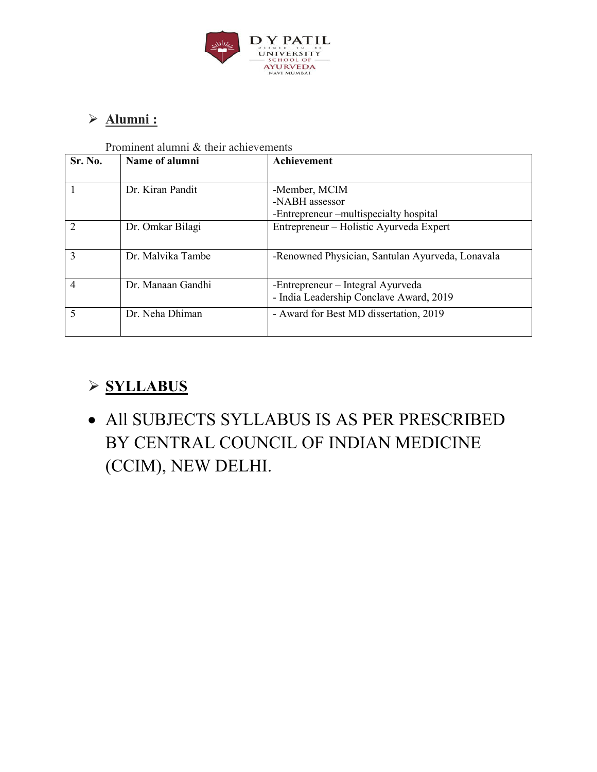## Alumni :

Prominent alumni & their achievements

| Sr. No. | Name of alumni | Achievement |
|---|---|---|
| 1 | Dr. Kiran Pandit | -Member, MCIM<br>-NABH assessor<br>-Entrepreneur –multispecialty hospital |
| 2 | Dr. Omkar Bilagi | Entrepreneur – Holistic Ayurveda Expert |
| 3 | Dr. Malvika Tambe | -Renowned Physician, Santulan Ayurveda, Lonavala |
| 4 | Dr. Manaan Gandhi | -Entrepreneur – Integral Ayurveda<br>- India Leadership Conclave Award, 2019 |
| 5 | Dr. Neha Dhiman | - Award for Best MD dissertation, 2019 |

## SYLLABUS

- All SUBJECTS SYLLABUS IS AS PER PRESCRIBED BY CENTRAL COUNCIL OF INDIAN MEDICINE (CCIM), NEW DELHI.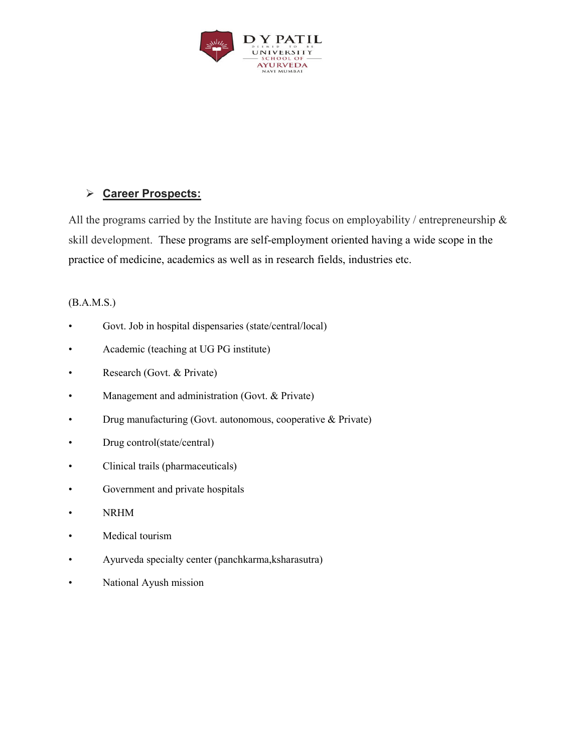## Career Prospects:

All the programs carried by the Institute are having focus on employability / entrepreneurship & skill development. These programs are self-employment oriented having a wide scope in the practice of medicine, academics as well as in research fields, industries etc.

(B.A.M.S.)

- Govt. Job in hospital dispensaries (state/central/local)
- Academic (teaching at UG PG institute)
- Research (Govt. & Private)
- Management and administration (Govt. & Private)
- Drug manufacturing (Govt. autonomous, cooperative & Private)
- Drug control(state/central)
- Clinical trails (pharmaceuticals)
- Government and private hospitals
- NRHM
- Medical tourism
- Ayurveda specialty center (panchkarma,ksharasutra)
- National Ayush mission